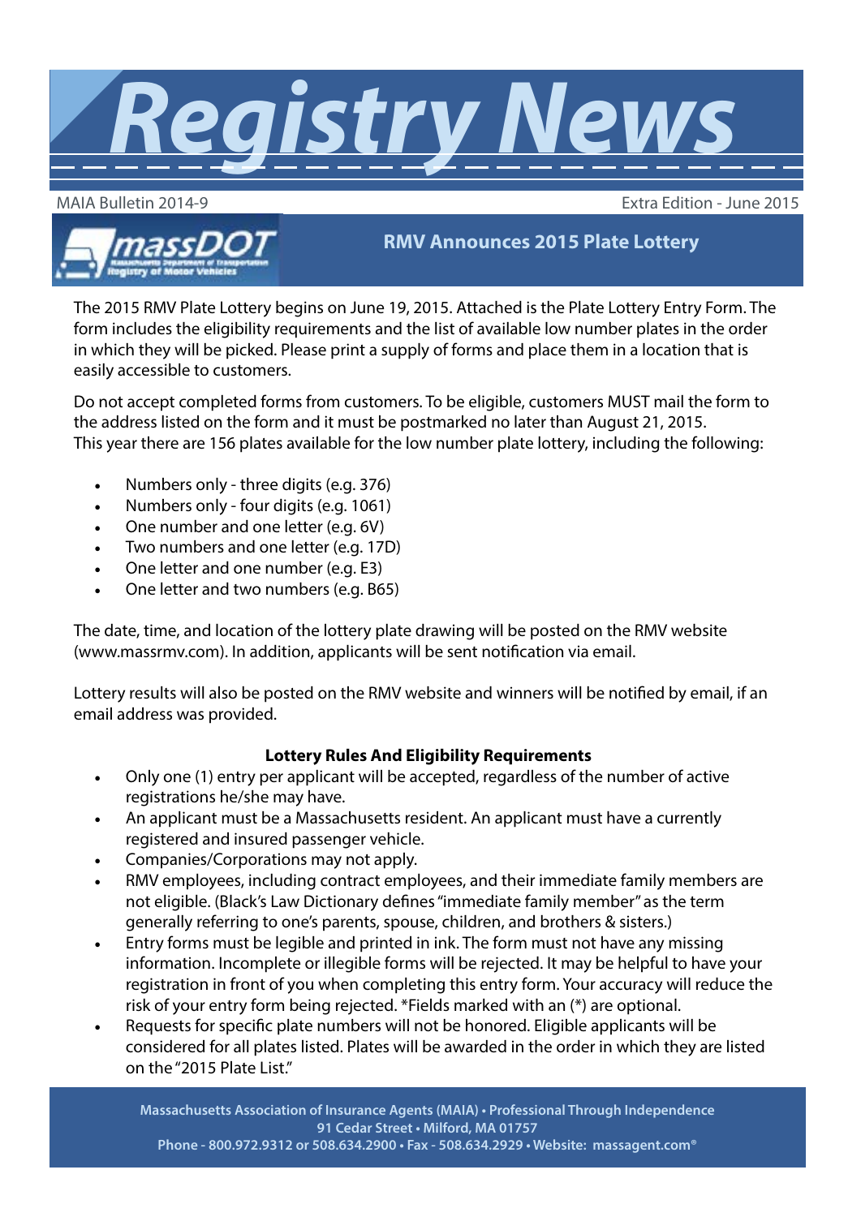# Registry News

MAIA Bulletin 2014-9 | Extra Edition - June 2015

massDOT Massachusetts Department of Transportation Registry of Motor Vehicles

## RMV Announces 2015 Plate Lottery

The 2015 RMV Plate Lottery begins on June 19, 2015. Attached is the Plate Lottery Entry Form. The form includes the eligibility requirements and the list of available low number plates in the order in which they will be picked. Please print a supply of forms and place them in a location that is easily accessible to customers.

Do not accept completed forms from customers. To be eligible, customers MUST mail the form to the address listed on the form and it must be postmarked no later than August 21, 2015.
This year there are 156 plates available for the low number plate lottery, including the following:

- Numbers only - three digits (e.g. 376)
- Numbers only - four digits (e.g. 1061)
- One number and one letter (e.g. 6V)
- Two numbers and one letter (e.g. 17D)
- One letter and one number (e.g. E3)
- One letter and two numbers (e.g. B65)

The date, time, and location of the lottery plate drawing will be posted on the RMV website (www.massrmv.com). In addition, applicants will be sent notification via email.

Lottery results will also be posted on the RMV website and winners will be notified by email, if an email address was provided.

**Lottery Rules And Eligibility Requirements**

- Only one (1) entry per applicant will be accepted, regardless of the number of active registrations he/she may have.
- An applicant must be a Massachusetts resident. An applicant must have a currently registered and insured passenger vehicle.
- Companies/Corporations may not apply.
- RMV employees, including contract employees, and their immediate family members are not eligible. (Black's Law Dictionary defines "immediate family member" as the term generally referring to one's parents, spouse, children, and brothers & sisters.)
- Entry forms must be legible and printed in ink. The form must not have any missing information. Incomplete or illegible forms will be rejected. It may be helpful to have your registration in front of you when completing this entry form. Your accuracy will reduce the risk of your entry form being rejected. *Fields marked with an (*) are optional.
- Requests for specific plate numbers will not be honored. Eligible applicants will be considered for all plates listed. Plates will be awarded in the order in which they are listed on the "2015 Plate List."

Massachusetts Association of Insurance Agents (MAIA) • Professional Through Independence
91 Cedar Street • Milford, MA 01757
Phone - 800.972.9312 or 508.634.2900 • Fax - 508.634.2929 • Website: massagent.com®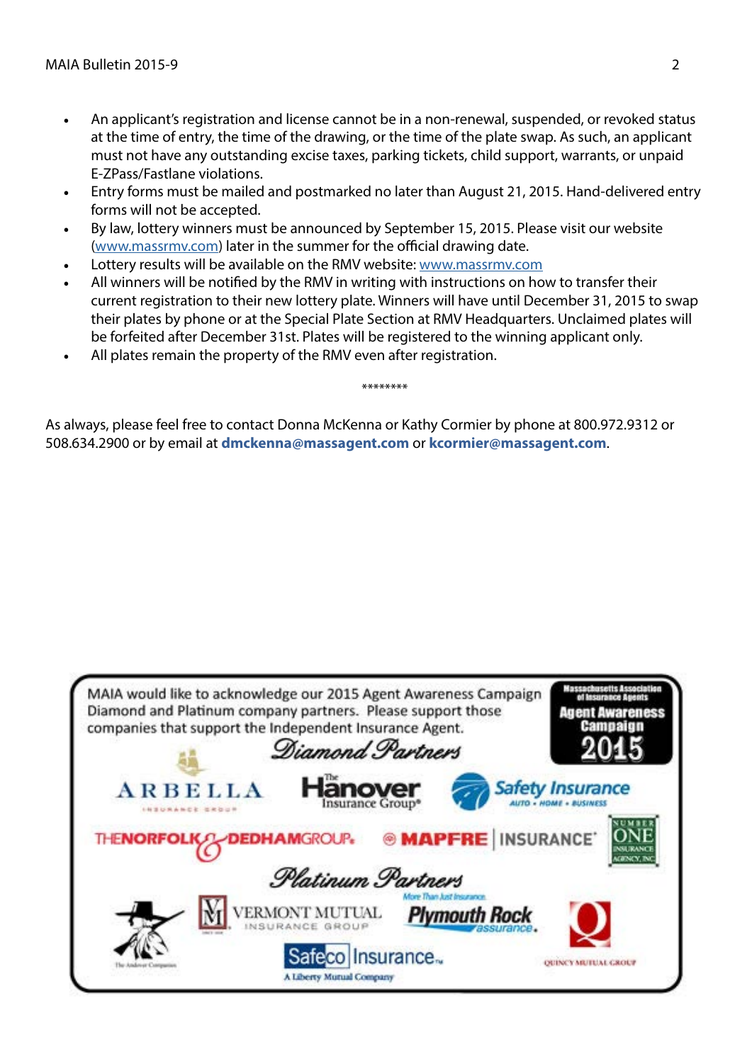- An applicant's registration and license cannot be in a non-renewal, suspended, or revoked status at the time of entry, the time of the drawing, or the time of the plate swap. As such, an applicant must not have any outstanding excise taxes, parking tickets, child support, warrants, or unpaid E-ZPass/Fastlane violations.
- Entry forms must be mailed and postmarked no later than August 21, 2015. Hand-delivered entry forms will not be accepted.
- By law, lottery winners must be announced by September 15, 2015. Please visit our website (www.massrmv.com) later in the summer for the official drawing date.
- Lottery results will be available on the RMV website: www.massrmv.com
- All winners will be notified by the RMV in writing with instructions on how to transfer their current registration to their new lottery plate. Winners will have until December 31, 2015 to swap their plates by phone or at the Special Plate Section at RMV Headquarters. Unclaimed plates will be forfeited after December 31st. Plates will be registered to the winning applicant only.
- All plates remain the property of the RMV even after registration.

********

As always, please feel free to contact Donna McKenna or Kathy Cormier by phone at 800.972.9312 or 508.634.2900 or by email at **dmckenna@massagent.com** or **kcormier@massagent.com**.

MAIA would like to acknowledge our 2015 Agent Awareness Campaign Diamond and Platinum company partners. Please support those companies that support the Independent Insurance Agent.

Massachusetts Association of Insurance Agents
Agent Awareness Campaign
2015

*Diamond Partners*

Arbella Insurance Group | The Hanover Insurance Group | Safety Insurance (Auto • Home • Business) | The Norfolk & Dedham Group | MAPFRE Insurance | Number One Insurance Agency, Inc.

*Platinum Partners*

The Andover Companies | Vermont Mutual Insurance Group | Plymouth Rock Assurance (More Than Just Insurance) | Safeco Insurance (A Liberty Mutual Company) | Quincy Mutual Group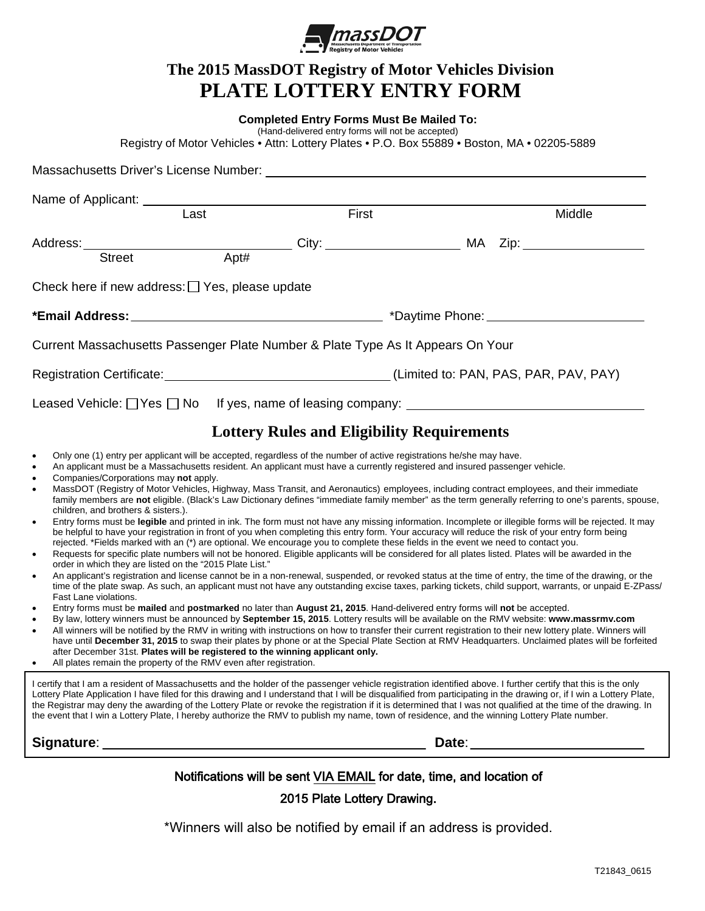# The 2015 MassDOT Registry of Motor Vehicles Division

# PLATE LOTTERY ENTRY FORM

**Completed Entry Forms Must Be Mailed To:**

(Hand-delivered entry forms will not be accepted)

Registry of Motor Vehicles • Attn: Lottery Plates • P.O. Box 55889 • Boston, MA • 02205-5889

Massachusetts Driver's License Number: ______________________________

Name of Applicant: ______________________________
Last First Middle

Address: ______________________________ City: ______________ MA Zip: ______________
Street Apt#

Check here if new address: ☐ Yes, please update

***Email Address:** ______________________________ *Daytime Phone: ______________

Current Massachusetts Passenger Plate Number & Plate Type As It Appears On Your

Registration Certificate: ______________________________ (Limited to: PAN, PAS, PAR, PAV, PAY)

Leased Vehicle: ☐ Yes ☐ No If yes, name of leasing company: ______________________________

## Lottery Rules and Eligibility Requirements

- Only one (1) entry per applicant will be accepted, regardless of the number of active registrations he/she may have.
- An applicant must be a Massachusetts resident. An applicant must have a currently registered and insured passenger vehicle.
- Companies/Corporations may **not** apply.
- MassDOT (Registry of Motor Vehicles, Highway, Mass Transit, and Aeronautics) employees, including contract employees, and their immediate family members are **not** eligible. (Black's Law Dictionary defines "immediate family member" as the term generally referring to one's parents, spouse, children, and brothers & sisters.).
- Entry forms must be **legible** and printed in ink. The form must not have any missing information. Incomplete or illegible forms will be rejected. It may be helpful to have your registration in front of you when completing this entry form. Your accuracy will reduce the risk of your entry form being rejected. *Fields marked with an (*) are optional. We encourage you to complete these fields in the event we need to contact you.
- Requests for specific plate numbers will not be honored. Eligible applicants will be considered for all plates listed. Plates will be awarded in the order in which they are listed on the "2015 Plate List."
- An applicant's registration and license cannot be in a non-renewal, suspended, or revoked status at the time of entry, the time of the drawing, or the time of the plate swap. As such, an applicant must not have any outstanding excise taxes, parking tickets, child support, warrants, or unpaid E-ZPass/ Fast Lane violations.
- Entry forms must be **mailed** and **postmarked** no later than **August 21, 2015**. Hand-delivered entry forms will **not** be accepted.
- By law, lottery winners must be announced by **September 15, 2015**. Lottery results will be available on the RMV website: **www.massrmv.com**
- All winners will be notified by the RMV in writing with instructions on how to transfer their current registration to their new lottery plate. Winners will have until **December 31, 2015** to swap their plates by phone or at the Special Plate Section at RMV Headquarters. Unclaimed plates will be forfeited after December 31st. **Plates will be registered to the winning applicant only.**
- All plates remain the property of the RMV even after registration.

I certify that I am a resident of Massachusetts and the holder of the passenger vehicle registration identified above. I further certify that this is the only Lottery Plate Application I have filed for this drawing and I understand that I will be disqualified from participating in the drawing or, if I win a Lottery Plate, the Registrar may deny the awarding of the Lottery Plate or revoke the registration if it is determined that I was not qualified at the time of the drawing. In the event that I win a Lottery Plate, I hereby authorize the RMV to publish my name, town of residence, and the winning Lottery Plate number.

**Signature**: ______________________________ **Date**: ______________

**Notifications will be sent VIA EMAIL for date, time, and location of 2015 Plate Lottery Drawing.**

*Winners will also be notified by email if an address is provided.

T21843_0615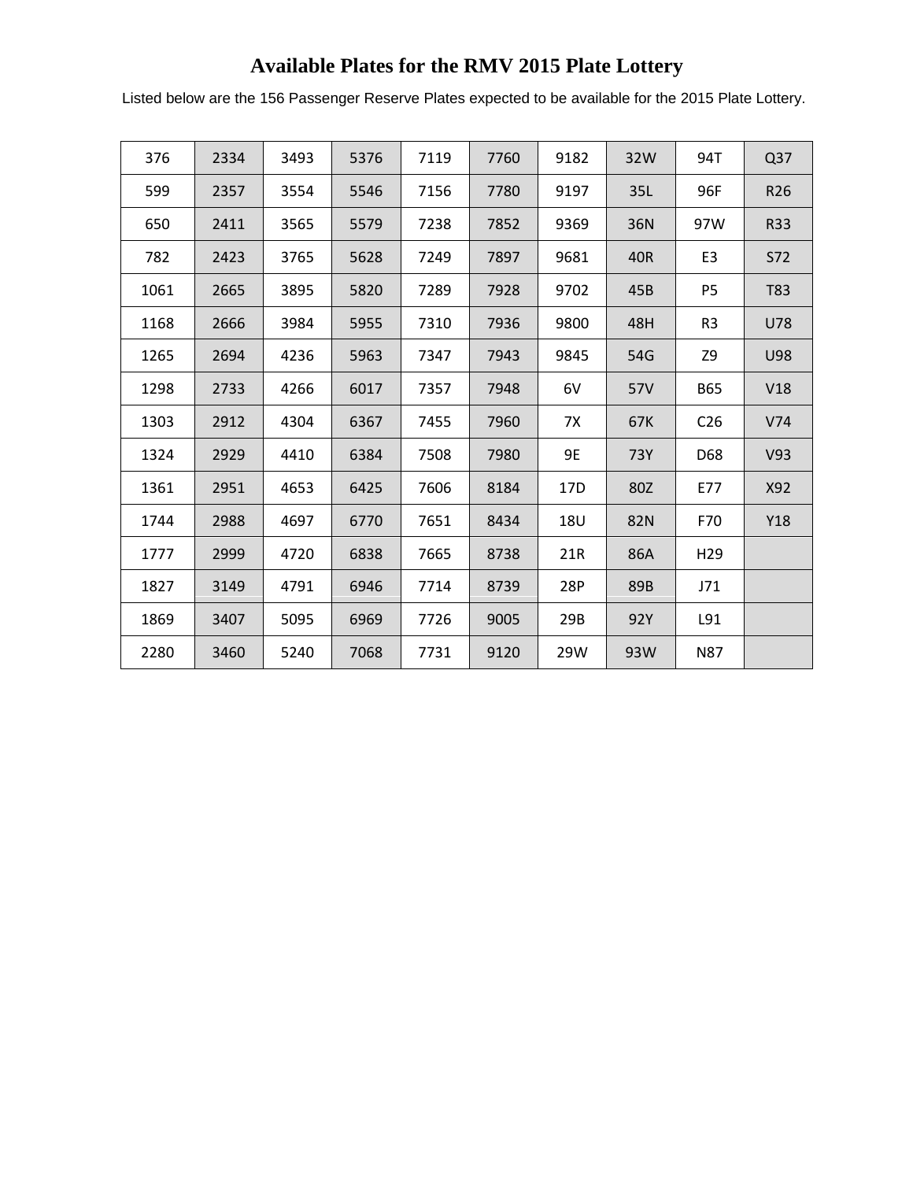# Available Plates for the RMV 2015 Plate Lottery

Listed below are the 156 Passenger Reserve Plates expected to be available for the 2015 Plate Lottery.

| | | | | | | | | | |
|---|---|---|---|---|---|---|---|---|---|
| 376 | 2334 | 3493 | 5376 | 7119 | 7760 | 9182 | 32W | 94T | Q37 |
| 599 | 2357 | 3554 | 5546 | 7156 | 7780 | 9197 | 35L | 96F | R26 |
| 650 | 2411 | 3565 | 5579 | 7238 | 7852 | 9369 | 36N | 97W | R33 |
| 782 | 2423 | 3765 | 5628 | 7249 | 7897 | 9681 | 40R | E3 | S72 |
| 1061 | 2665 | 3895 | 5820 | 7289 | 7928 | 9702 | 45B | P5 | T83 |
| 1168 | 2666 | 3984 | 5955 | 7310 | 7936 | 9800 | 48H | R3 | U78 |
| 1265 | 2694 | 4236 | 5963 | 7347 | 7943 | 9845 | 54G | Z9 | U98 |
| 1298 | 2733 | 4266 | 6017 | 7357 | 7948 | 6V | 57V | B65 | V18 |
| 1303 | 2912 | 4304 | 6367 | 7455 | 7960 | 7X | 67K | C26 | V74 |
| 1324 | 2929 | 4410 | 6384 | 7508 | 7980 | 9E | 73Y | D68 | V93 |
| 1361 | 2951 | 4653 | 6425 | 7606 | 8184 | 17D | 80Z | E77 | X92 |
| 1744 | 2988 | 4697 | 6770 | 7651 | 8434 | 18U | 82N | F70 | Y18 |
| 1777 | 2999 | 4720 | 6838 | 7665 | 8738 | 21R | 86A | H29 | |
| 1827 | 3149 | 4791 | 6946 | 7714 | 8739 | 28P | 89B | J71 | |
| 1869 | 3407 | 5095 | 6969 | 7726 | 9005 | 29B | 92Y | L91 | |
| 2280 | 3460 | 5240 | 7068 | 7731 | 9120 | 29W | 93W | N87 | |